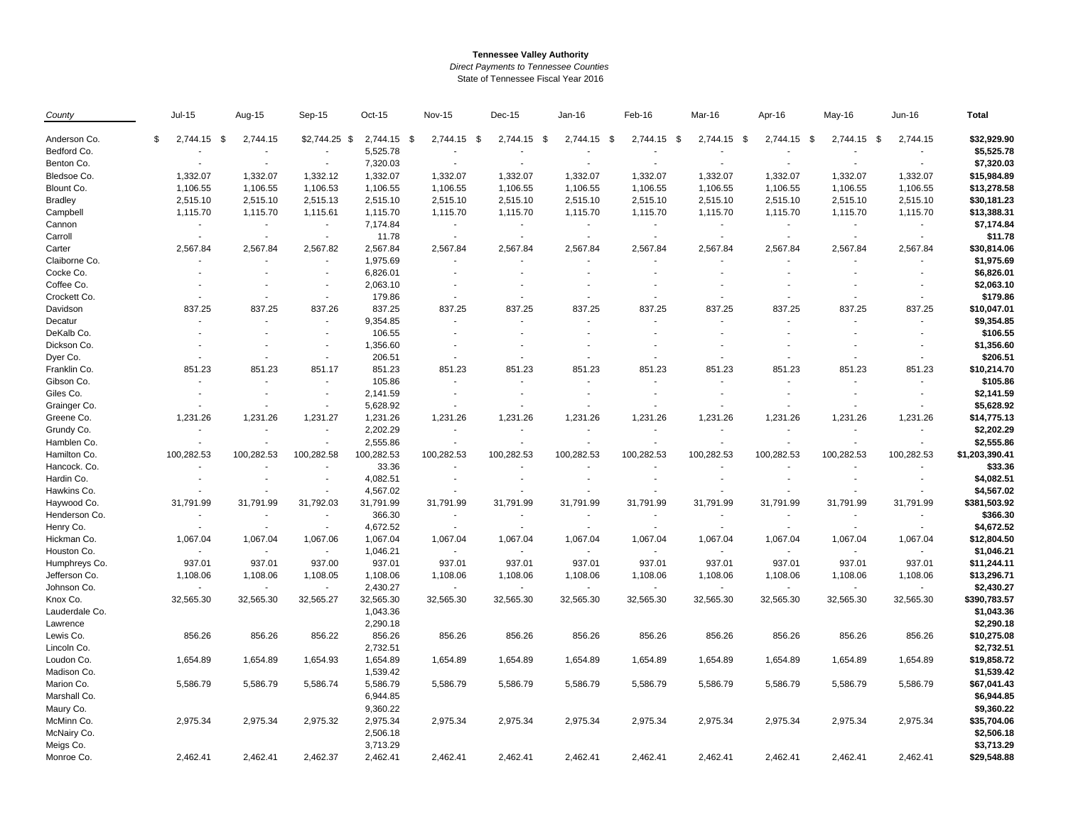**Tennessee Valley Authority**

*Direct Payments to Tennessee Counties*

State of Tennessee Fiscal Year 2016

| County | Jul-15 | Aug-15 | Sep-15 | Oct-15 | Nov-15 | Dec-15 | Jan-16 | Feb-16 | Mar-16 | Apr-16 | May-16 | Jun-16 | Total |
|---|---|---|---|---|---|---|---|---|---|---|---|---|---|
| Anderson Co. | $ 2,744.15 | $ 2,744.15 | $2,744.25 | $ 2,744.15 | $ 2,744.15 | $ 2,744.15 | $ 2,744.15 | $ 2,744.15 | $ 2,744.15 | $ 2,744.15 | $ 2,744.15 | $ 2,744.15 | **$32,929.90** |
| Bedford Co. | - | - | - | 5,525.78 | - | - | - | - | - | - | - | - | **$5,525.78** |
| Benton Co. | - | - | - | 7,320.03 | - | - | - | - | - | - | - | - | **$7,320.03** |
| Bledsoe Co. | 1,332.07 | 1,332.07 | 1,332.12 | 1,332.07 | 1,332.07 | 1,332.07 | 1,332.07 | 1,332.07 | 1,332.07 | 1,332.07 | 1,332.07 | 1,332.07 | **$15,984.89** |
| Blount Co. | 1,106.55 | 1,106.55 | 1,106.53 | 1,106.55 | 1,106.55 | 1,106.55 | 1,106.55 | 1,106.55 | 1,106.55 | 1,106.55 | 1,106.55 | 1,106.55 | **$13,278.58** |
| Bradley | 2,515.10 | 2,515.10 | 2,515.13 | 2,515.10 | 2,515.10 | 2,515.10 | 2,515.10 | 2,515.10 | 2,515.10 | 2,515.10 | 2,515.10 | 2,515.10 | **$30,181.23** |
| Campbell | 1,115.70 | 1,115.70 | 1,115.61 | 1,115.70 | 1,115.70 | 1,115.70 | 1,115.70 | 1,115.70 | 1,115.70 | 1,115.70 | 1,115.70 | 1,115.70 | **$13,388.31** |
| Cannon | - | - | - | 7,174.84 | - | - | - | - | - | - | - | - | **$7,174.84** |
| Carroll | - | - | - | 11.78 | - | - | - | - | - | - | - | - | **$11.78** |
| Carter | 2,567.84 | 2,567.84 | 2,567.82 | 2,567.84 | 2,567.84 | 2,567.84 | 2,567.84 | 2,567.84 | 2,567.84 | 2,567.84 | 2,567.84 | 2,567.84 | **$30,814.06** |
| Claiborne Co. | - | - | - | 1,975.69 | - | - | - | - | - | - | - | - | **$1,975.69** |
| Cocke Co. | - | - | - | 6,826.01 | - | - | - | - | - | - | - | - | **$6,826.01** |
| Coffee Co. | - | - | - | 2,063.10 | - | - | - | - | - | - | - | - | **$2,063.10** |
| Crockett Co. | - | - | - | 179.86 | - | - | - | - | - | - | - | - | **$179.86** |
| Davidson | 837.25 | 837.25 | 837.26 | 837.25 | 837.25 | 837.25 | 837.25 | 837.25 | 837.25 | 837.25 | 837.25 | 837.25 | **$10,047.01** |
| Decatur | - | - | - | 9,354.85 | - | - | - | - | - | - | - | - | **$9,354.85** |
| DeKalb Co. | - | - | - | 106.55 | - | - | - | - | - | - | - | - | **$106.55** |
| Dickson Co. | - | - | - | 1,356.60 | - | - | - | - | - | - | - | - | **$1,356.60** |
| Dyer Co. | - | - | - | 206.51 | - | - | - | - | - | - | - | - | **$206.51** |
| Franklin Co. | 851.23 | 851.23 | 851.17 | 851.23 | 851.23 | 851.23 | 851.23 | 851.23 | 851.23 | 851.23 | 851.23 | 851.23 | **$10,214.70** |
| Gibson Co. | - | - | - | 105.86 | - | - | - | - | - | - | - | - | **$105.86** |
| Giles Co. | - | - | - | 2,141.59 | - | - | - | - | - | - | - | - | **$2,141.59** |
| Grainger Co. | - | - | - | 5,628.92 | - | - | - | - | - | - | - | - | **$5,628.92** |
| Greene Co. | 1,231.26 | 1,231.26 | 1,231.27 | 1,231.26 | 1,231.26 | 1,231.26 | 1,231.26 | 1,231.26 | 1,231.26 | 1,231.26 | 1,231.26 | 1,231.26 | **$14,775.13** |
| Grundy Co. | - | - | - | 2,202.29 | - | - | - | - | - | - | - | - | **$2,202.29** |
| Hamblen Co. | - | - | - | 2,555.86 | - | - | - | - | - | - | - | - | **$2,555.86** |
| Hamilton Co. | 100,282.53 | 100,282.53 | 100,282.58 | 100,282.53 | 100,282.53 | 100,282.53 | 100,282.53 | 100,282.53 | 100,282.53 | 100,282.53 | 100,282.53 | 100,282.53 | **$1,203,390.41** |
| Hancock. Co. | - | - | - | 33.36 | - | - | - | - | - | - | - | - | **$33.36** |
| Hardin Co. | - | - | - | 4,082.51 | - | - | - | - | - | - | - | - | **$4,082.51** |
| Hawkins Co. | - | - | - | 4,567.02 | - | - | - | - | - | - | - | - | **$4,567.02** |
| Haywood Co. | 31,791.99 | 31,791.99 | 31,792.03 | 31,791.99 | 31,791.99 | 31,791.99 | 31,791.99 | 31,791.99 | 31,791.99 | 31,791.99 | 31,791.99 | 31,791.99 | **$381,503.92** |
| Henderson Co. | - | - | - | 366.30 | - | - | - | - | - | - | - | - | **$366.30** |
| Henry Co. | - | - | - | 4,672.52 | - | - | - | - | - | - | - | - | **$4,672.52** |
| Hickman Co. | 1,067.04 | 1,067.04 | 1,067.06 | 1,067.04 | 1,067.04 | 1,067.04 | 1,067.04 | 1,067.04 | 1,067.04 | 1,067.04 | 1,067.04 | 1,067.04 | **$12,804.50** |
| Houston Co. | - | - | - | 1,046.21 | - | - | - | - | - | - | - | - | **$1,046.21** |
| Humphreys Co. | 937.01 | 937.01 | 937.00 | 937.01 | 937.01 | 937.01 | 937.01 | 937.01 | 937.01 | 937.01 | 937.01 | 937.01 | **$11,244.11** |
| Jefferson Co. | 1,108.06 | 1,108.06 | 1,108.05 | 1,108.06 | 1,108.06 | 1,108.06 | 1,108.06 | 1,108.06 | 1,108.06 | 1,108.06 | 1,108.06 | 1,108.06 | **$13,296.71** |
| Johnson Co. | - | - | - | 2,430.27 | - | - | - | - | - | - | - | - | **$2,430.27** |
| Knox Co. | 32,565.30 | 32,565.30 | 32,565.27 | 32,565.30 | 32,565.30 | 32,565.30 | 32,565.30 | 32,565.30 | 32,565.30 | 32,565.30 | 32,565.30 | 32,565.30 | **$390,783.57** |
| Lauderdale Co. | | | | 1,043.36 | | | | | | | | | **$1,043.36** |
| Lawrence | | | | 2,290.18 | | | | | | | | | **$2,290.18** |
| Lewis Co. | 856.26 | 856.26 | 856.22 | 856.26 | 856.26 | 856.26 | 856.26 | 856.26 | 856.26 | 856.26 | 856.26 | 856.26 | **$10,275.08** |
| Lincoln Co. | | | | 2,732.51 | | | | | | | | | **$2,732.51** |
| Loudon Co. | 1,654.89 | 1,654.89 | 1,654.93 | 1,654.89 | 1,654.89 | 1,654.89 | 1,654.89 | 1,654.89 | 1,654.89 | 1,654.89 | 1,654.89 | 1,654.89 | **$19,858.72** |
| Madison Co. | | | | 1,539.42 | | | | | | | | | **$1,539.42** |
| Marion Co. | 5,586.79 | 5,586.79 | 5,586.74 | 5,586.79 | 5,586.79 | 5,586.79 | 5,586.79 | 5,586.79 | 5,586.79 | 5,586.79 | 5,586.79 | 5,586.79 | **$67,041.43** |
| Marshall Co. | | | | 6,944.85 | | | | | | | | | **$6,944.85** |
| Maury Co. | | | | 9,360.22 | | | | | | | | | **$9,360.22** |
| McMinn Co. | 2,975.34 | 2,975.34 | 2,975.32 | 2,975.34 | 2,975.34 | 2,975.34 | 2,975.34 | 2,975.34 | 2,975.34 | 2,975.34 | 2,975.34 | 2,975.34 | **$35,704.06** |
| McNairy Co. | | | | 2,506.18 | | | | | | | | | **$2,506.18** |
| Meigs Co. | | | | 3,713.29 | | | | | | | | | **$3,713.29** |
| Monroe Co. | 2,462.41 | 2,462.41 | 2,462.37 | 2,462.41 | 2,462.41 | 2,462.41 | 2,462.41 | 2,462.41 | 2,462.41 | 2,462.41 | 2,462.41 | 2,462.41 | **$29,548.88** |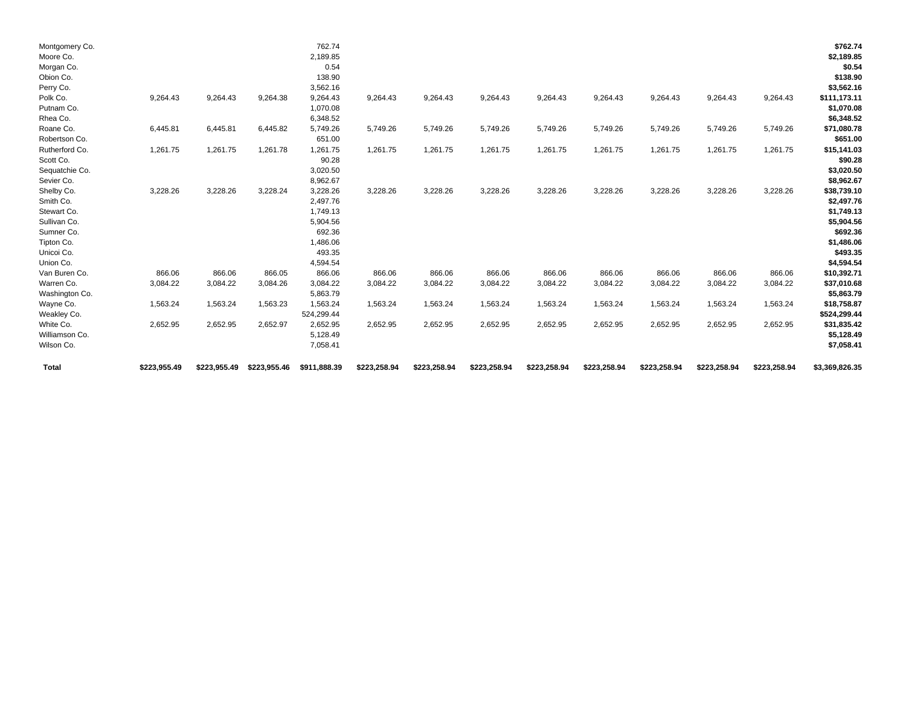| | | | | | | | | | | | | | |
|---|---|---|---|---|---|---|---|---|---|---|---|---|---|
| Montgomery Co. | | | | 762.74 | | | | | | | | | **$762.74** |
| Moore Co. | | | | 2,189.85 | | | | | | | | | **$2,189.85** |
| Morgan Co. | | | | 0.54 | | | | | | | | | **$0.54** |
| Obion Co. | | | | 138.90 | | | | | | | | | **$138.90** |
| Perry Co. | | | | 3,562.16 | | | | | | | | | **$3,562.16** |
| Polk Co. | 9,264.43 | 9,264.43 | 9,264.38 | 9,264.43 | 9,264.43 | 9,264.43 | 9,264.43 | 9,264.43 | 9,264.43 | 9,264.43 | 9,264.43 | 9,264.43 | **$111,173.11** |
| Putnam Co. | | | | 1,070.08 | | | | | | | | | **$1,070.08** |
| Rhea Co. | | | | 6,348.52 | | | | | | | | | **$6,348.52** |
| Roane Co. | 6,445.81 | 6,445.81 | 6,445.82 | 5,749.26 | 5,749.26 | 5,749.26 | 5,749.26 | 5,749.26 | 5,749.26 | 5,749.26 | 5,749.26 | 5,749.26 | **$71,080.78** |
| Robertson Co. | | | | 651.00 | | | | | | | | | **$651.00** |
| Rutherford Co. | 1,261.75 | 1,261.75 | 1,261.78 | 1,261.75 | 1,261.75 | 1,261.75 | 1,261.75 | 1,261.75 | 1,261.75 | 1,261.75 | 1,261.75 | 1,261.75 | **$15,141.03** |
| Scott Co. | | | | 90.28 | | | | | | | | | **$90.28** |
| Sequatchie Co. | | | | 3,020.50 | | | | | | | | | **$3,020.50** |
| Sevier Co. | | | | 8,962.67 | | | | | | | | | **$8,962.67** |
| Shelby Co. | 3,228.26 | 3,228.26 | 3,228.24 | 3,228.26 | 3,228.26 | 3,228.26 | 3,228.26 | 3,228.26 | 3,228.26 | 3,228.26 | 3,228.26 | 3,228.26 | **$38,739.10** |
| Smith Co. | | | | 2,497.76 | | | | | | | | | **$2,497.76** |
| Stewart Co. | | | | 1,749.13 | | | | | | | | | **$1,749.13** |
| Sullivan Co. | | | | 5,904.56 | | | | | | | | | **$5,904.56** |
| Sumner Co. | | | | 692.36 | | | | | | | | | **$692.36** |
| Tipton Co. | | | | 1,486.06 | | | | | | | | | **$1,486.06** |
| Unicoi Co. | | | | 493.35 | | | | | | | | | **$493.35** |
| Union Co. | | | | 4,594.54 | | | | | | | | | **$4,594.54** |
| Van Buren Co. | 866.06 | 866.06 | 866.05 | 866.06 | 866.06 | 866.06 | 866.06 | 866.06 | 866.06 | 866.06 | 866.06 | 866.06 | **$10,392.71** |
| Warren Co. | 3,084.22 | 3,084.22 | 3,084.26 | 3,084.22 | 3,084.22 | 3,084.22 | 3,084.22 | 3,084.22 | 3,084.22 | 3,084.22 | 3,084.22 | 3,084.22 | **$37,010.68** |
| Washington Co. | | | | 5,863.79 | | | | | | | | | **$5,863.79** |
| Wayne Co. | 1,563.24 | 1,563.24 | 1,563.23 | 1,563.24 | 1,563.24 | 1,563.24 | 1,563.24 | 1,563.24 | 1,563.24 | 1,563.24 | 1,563.24 | 1,563.24 | **$18,758.87** |
| Weakley Co. | | | | 524,299.44 | | | | | | | | | **$524,299.44** |
| White Co. | 2,652.95 | 2,652.95 | 2,652.97 | 2,652.95 | 2,652.95 | 2,652.95 | 2,652.95 | 2,652.95 | 2,652.95 | 2,652.95 | 2,652.95 | 2,652.95 | **$31,835.42** |
| Williamson Co. | | | | 5,128.49 | | | | | | | | | **$5,128.49** |
| Wilson Co. | | | | 7,058.41 | | | | | | | | | **$7,058.41** |
| **Total** | **$223,955.49** | **$223,955.49** | **$223,955.46** | **$911,888.39** | **$223,258.94** | **$223,258.94** | **$223,258.94** | **$223,258.94** | **$223,258.94** | **$223,258.94** | **$223,258.94** | **$223,258.94** | **$3,369,826.35** |